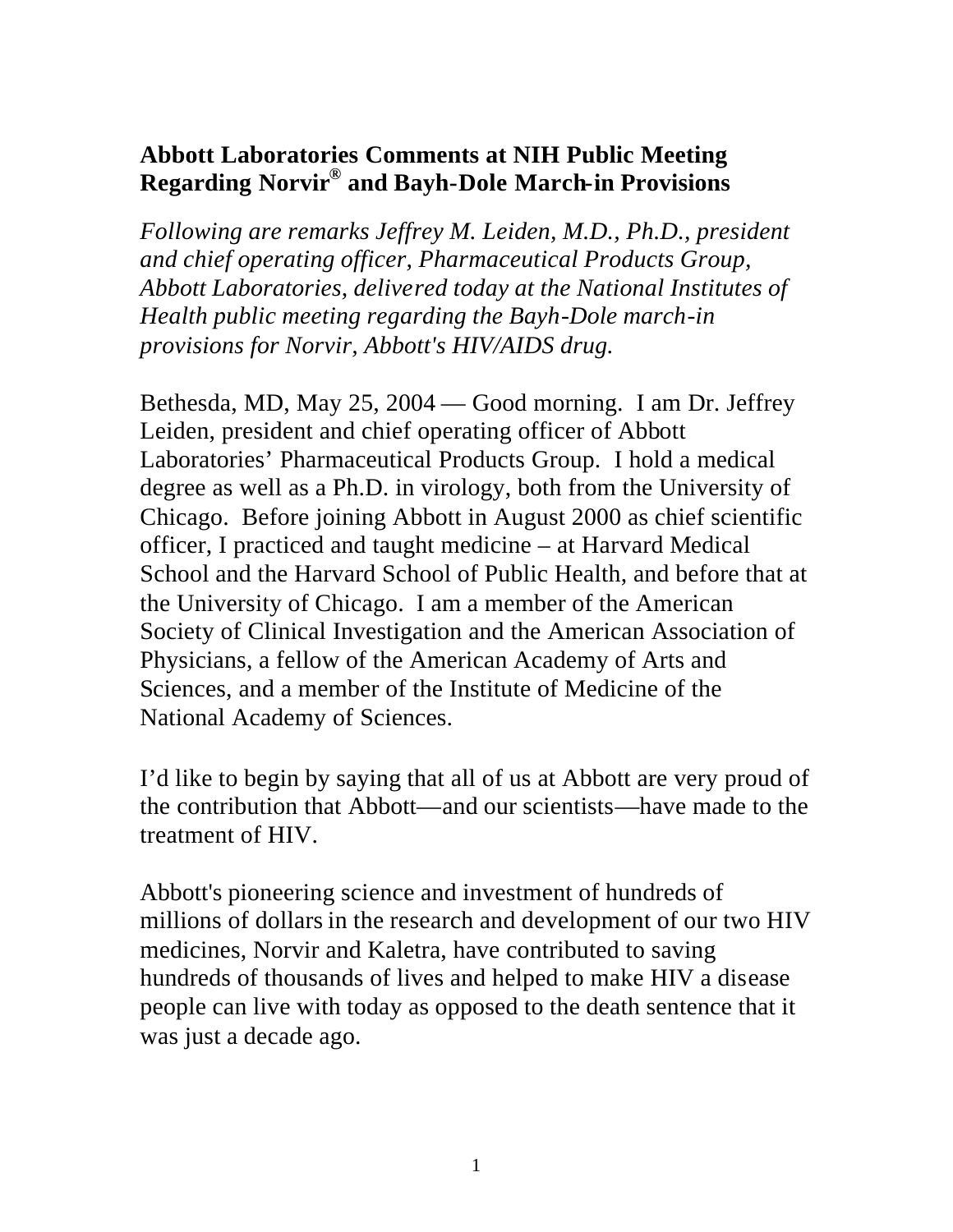## Abbott Laboratories Comments at NIH Public Meeting Regarding Norvir® and Bayh-Dole March-in Provisions

*Following are remarks Jeffrey M. Leiden, M.D., Ph.D., president and chief operating officer, Pharmaceutical Products Group, Abbott Laboratories, delivered today at the National Institutes of Health public meeting regarding the Bayh-Dole march-in provisions for Norvir, Abbott's HIV/AIDS drug.*

Bethesda, MD, May 25, 2004 — Good morning. I am Dr. Jeffrey Leiden, president and chief operating officer of Abbott Laboratories' Pharmaceutical Products Group. I hold a medical degree as well as a Ph.D. in virology, both from the University of Chicago. Before joining Abbott in August 2000 as chief scientific officer, I practiced and taught medicine – at Harvard Medical School and the Harvard School of Public Health, and before that at the University of Chicago. I am a member of the American Society of Clinical Investigation and the American Association of Physicians, a fellow of the American Academy of Arts and Sciences, and a member of the Institute of Medicine of the National Academy of Sciences.

I'd like to begin by saying that all of us at Abbott are very proud of the contribution that Abbott—and our scientists—have made to the treatment of HIV.

Abbott's pioneering science and investment of hundreds of millions of dollars in the research and development of our two HIV medicines, Norvir and Kaletra, have contributed to saving hundreds of thousands of lives and helped to make HIV a disease people can live with today as opposed to the death sentence that it was just a decade ago.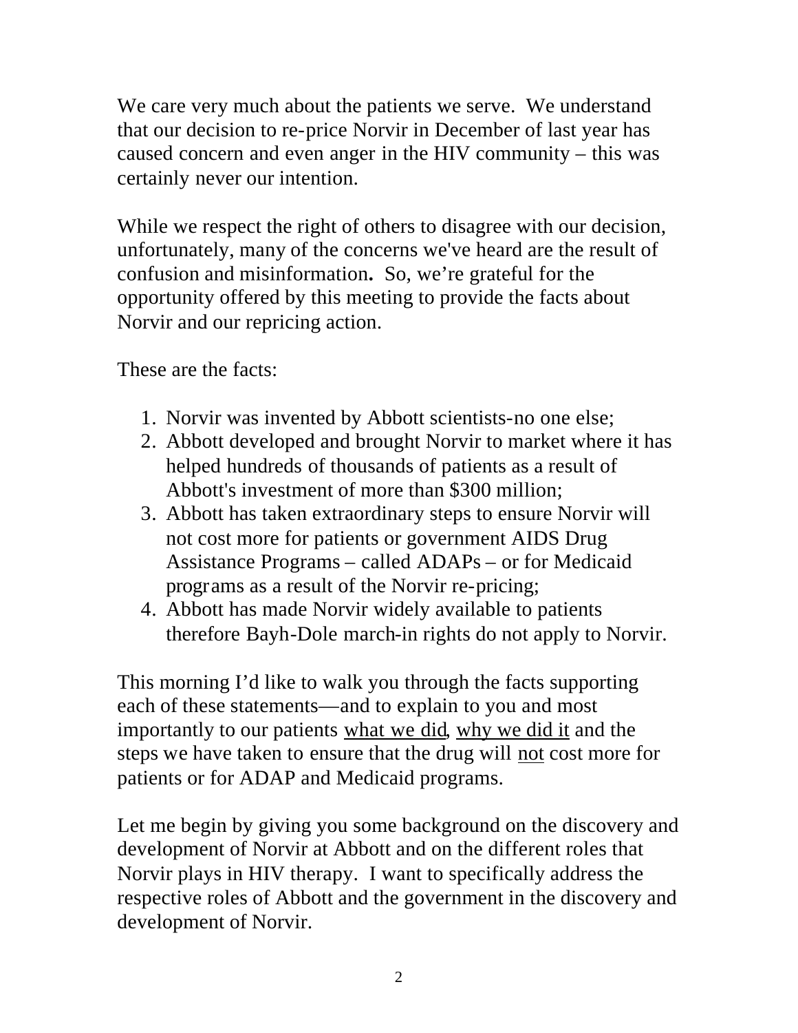We care very much about the patients we serve. We understand that our decision to re-price Norvir in December of last year has caused concern and even anger in the HIV community – this was certainly never our intention.

While we respect the right of others to disagree with our decision, unfortunately, many of the concerns we've heard are the result of confusion and misinformation**.** So, we're grateful for the opportunity offered by this meeting to provide the facts about Norvir and our repricing action.

These are the facts:

1. Norvir was invented by Abbott scientists-no one else;
2. Abbott developed and brought Norvir to market where it has helped hundreds of thousands of patients as a result of Abbott's investment of more than $300 million;
3. Abbott has taken extraordinary steps to ensure Norvir will not cost more for patients or government AIDS Drug Assistance Programs – called ADAPs – or for Medicaid programs as a result of the Norvir re-pricing;
4. Abbott has made Norvir widely available to patients therefore Bayh-Dole march-in rights do not apply to Norvir.

This morning I'd like to walk you through the facts supporting each of these statements—and to explain to you and most importantly to our patients <u>what we did</u>, <u>why we did it</u> and the steps we have taken to ensure that the drug will <u>not</u> cost more for patients or for ADAP and Medicaid programs.

Let me begin by giving you some background on the discovery and development of Norvir at Abbott and on the different roles that Norvir plays in HIV therapy. I want to specifically address the respective roles of Abbott and the government in the discovery and development of Norvir.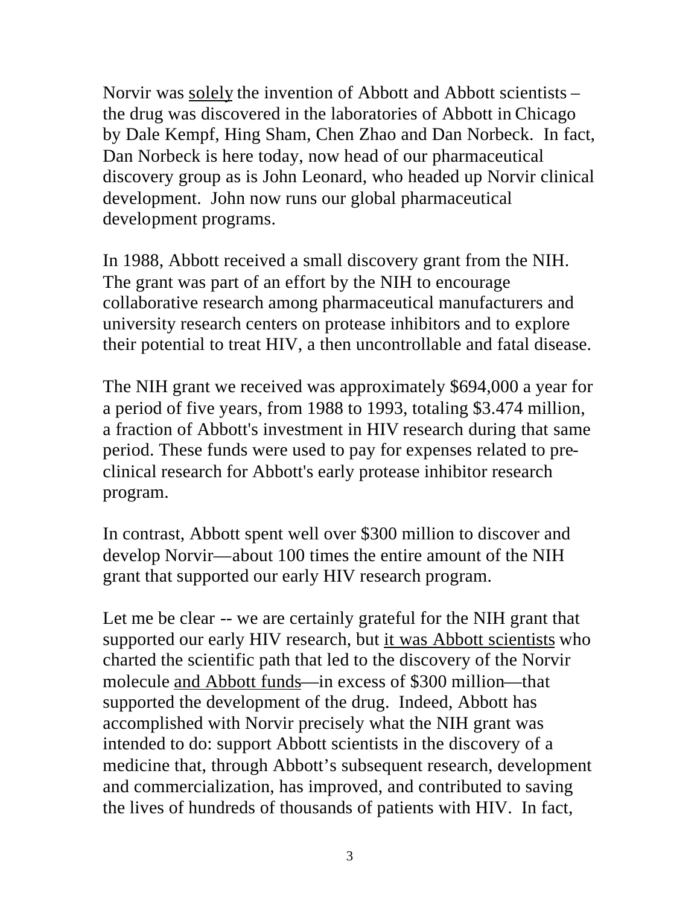Norvir was <u>solely</u> the invention of Abbott and Abbott scientists – the drug was discovered in the laboratories of Abbott in Chicago by Dale Kempf, Hing Sham, Chen Zhao and Dan Norbeck. In fact, Dan Norbeck is here today, now head of our pharmaceutical discovery group as is John Leonard, who headed up Norvir clinical development. John now runs our global pharmaceutical development programs.

In 1988, Abbott received a small discovery grant from the NIH. The grant was part of an effort by the NIH to encourage collaborative research among pharmaceutical manufacturers and university research centers on protease inhibitors and to explore their potential to treat HIV, a then uncontrollable and fatal disease.

The NIH grant we received was approximately $694,000 a year for a period of five years, from 1988 to 1993, totaling $3.474 million, a fraction of Abbott's investment in HIV research during that same period. These funds were used to pay for expenses related to pre-clinical research for Abbott's early protease inhibitor research program.

In contrast, Abbott spent well over $300 million to discover and develop Norvir—about 100 times the entire amount of the NIH grant that supported our early HIV research program.

Let me be clear -- we are certainly grateful for the NIH grant that supported our early HIV research, but <u>it was Abbott scientists</u> who charted the scientific path that led to the discovery of the Norvir molecule <u>and Abbott funds</u>—in excess of $300 million—that supported the development of the drug. Indeed, Abbott has accomplished with Norvir precisely what the NIH grant was intended to do: support Abbott scientists in the discovery of a medicine that, through Abbott's subsequent research, development and commercialization, has improved, and contributed to saving the lives of hundreds of thousands of patients with HIV. In fact,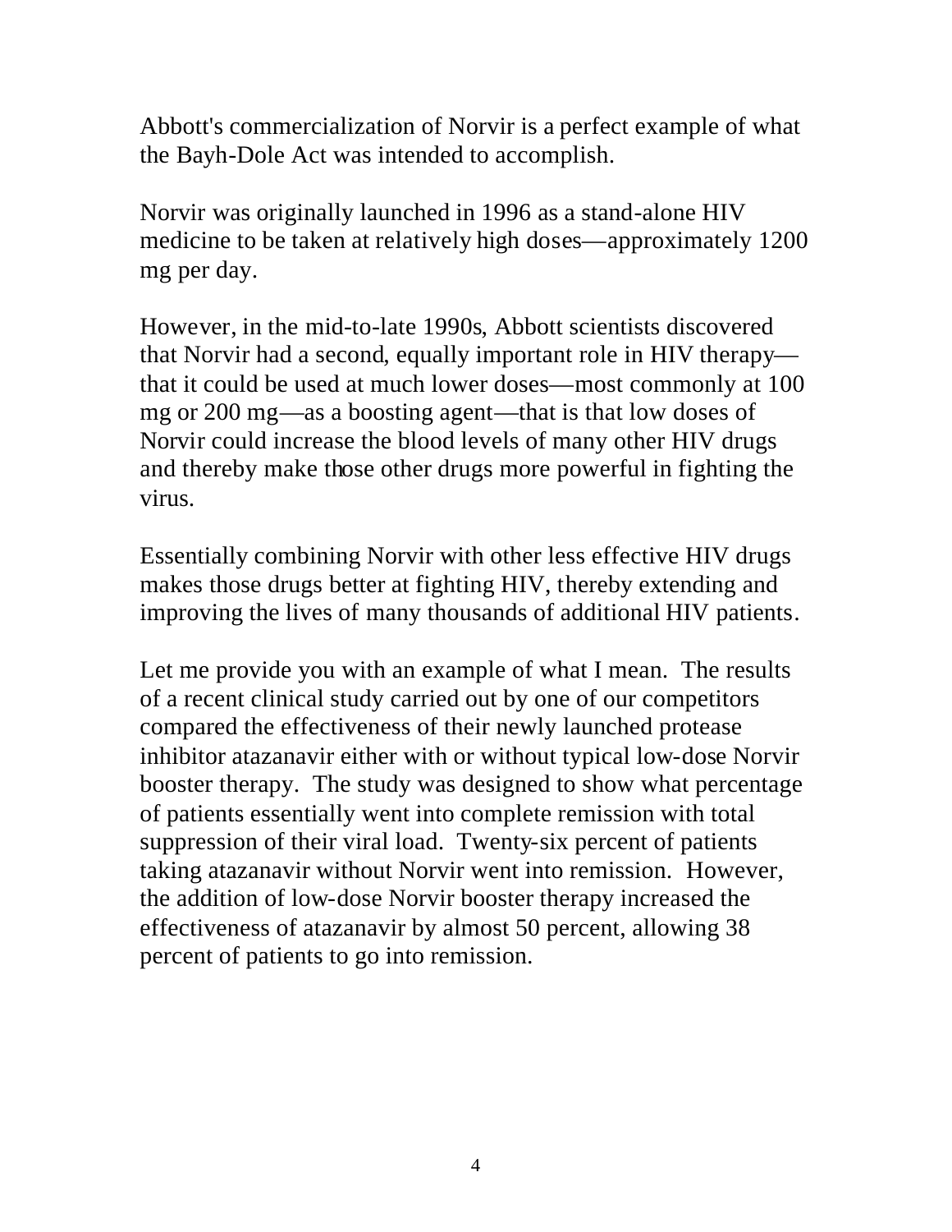Abbott's commercialization of Norvir is a perfect example of what the Bayh-Dole Act was intended to accomplish.

Norvir was originally launched in 1996 as a stand-alone HIV medicine to be taken at relatively high doses—approximately 1200 mg per day.

However, in the mid-to-late 1990s, Abbott scientists discovered that Norvir had a second, equally important role in HIV therapy—that it could be used at much lower doses—most commonly at 100 mg or 200 mg—as a boosting agent—that is that low doses of Norvir could increase the blood levels of many other HIV drugs and thereby make those other drugs more powerful in fighting the virus.

Essentially combining Norvir with other less effective HIV drugs makes those drugs better at fighting HIV, thereby extending and improving the lives of many thousands of additional HIV patients.

Let me provide you with an example of what I mean. The results of a recent clinical study carried out by one of our competitors compared the effectiveness of their newly launched protease inhibitor atazanavir either with or without typical low-dose Norvir booster therapy. The study was designed to show what percentage of patients essentially went into complete remission with total suppression of their viral load. Twenty-six percent of patients taking atazanavir without Norvir went into remission. However, the addition of low-dose Norvir booster therapy increased the effectiveness of atazanavir by almost 50 percent, allowing 38 percent of patients to go into remission.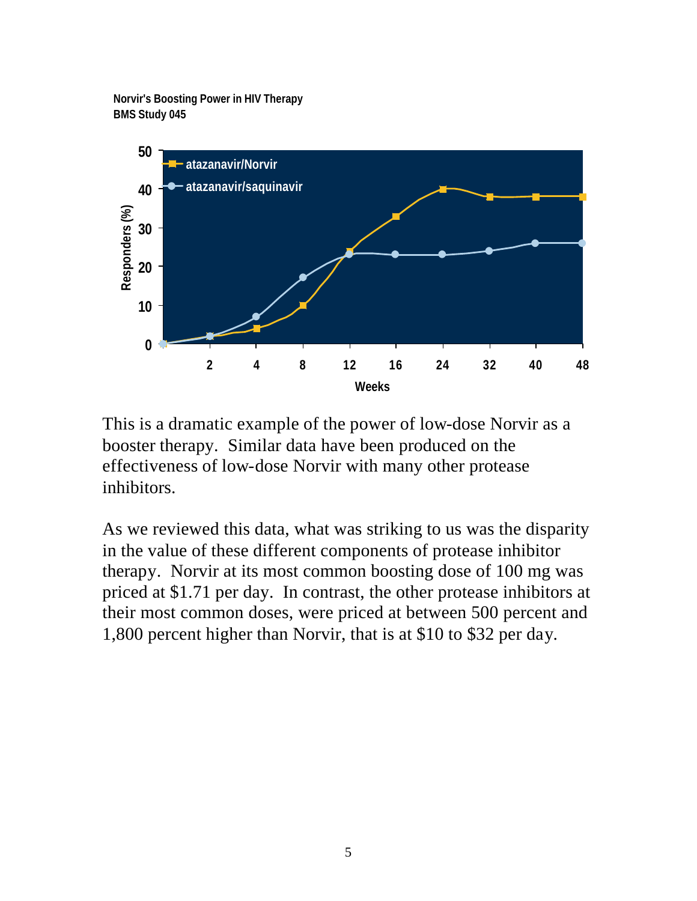**Norvir's Boosting Power in HIV Therapy**
**BMS Study 045**

This is a dramatic example of the power of low-dose Norvir as a booster therapy. Similar data have been produced on the effectiveness of low-dose Norvir with many other protease inhibitors.

As we reviewed this data, what was striking to us was the disparity in the value of these different components of protease inhibitor therapy. Norvir at its most common boosting dose of 100 mg was priced at $1.71 per day. In contrast, the other protease inhibitors at their most common doses, were priced at between 500 percent and 1,800 percent higher than Norvir, that is at $10 to $32 per day.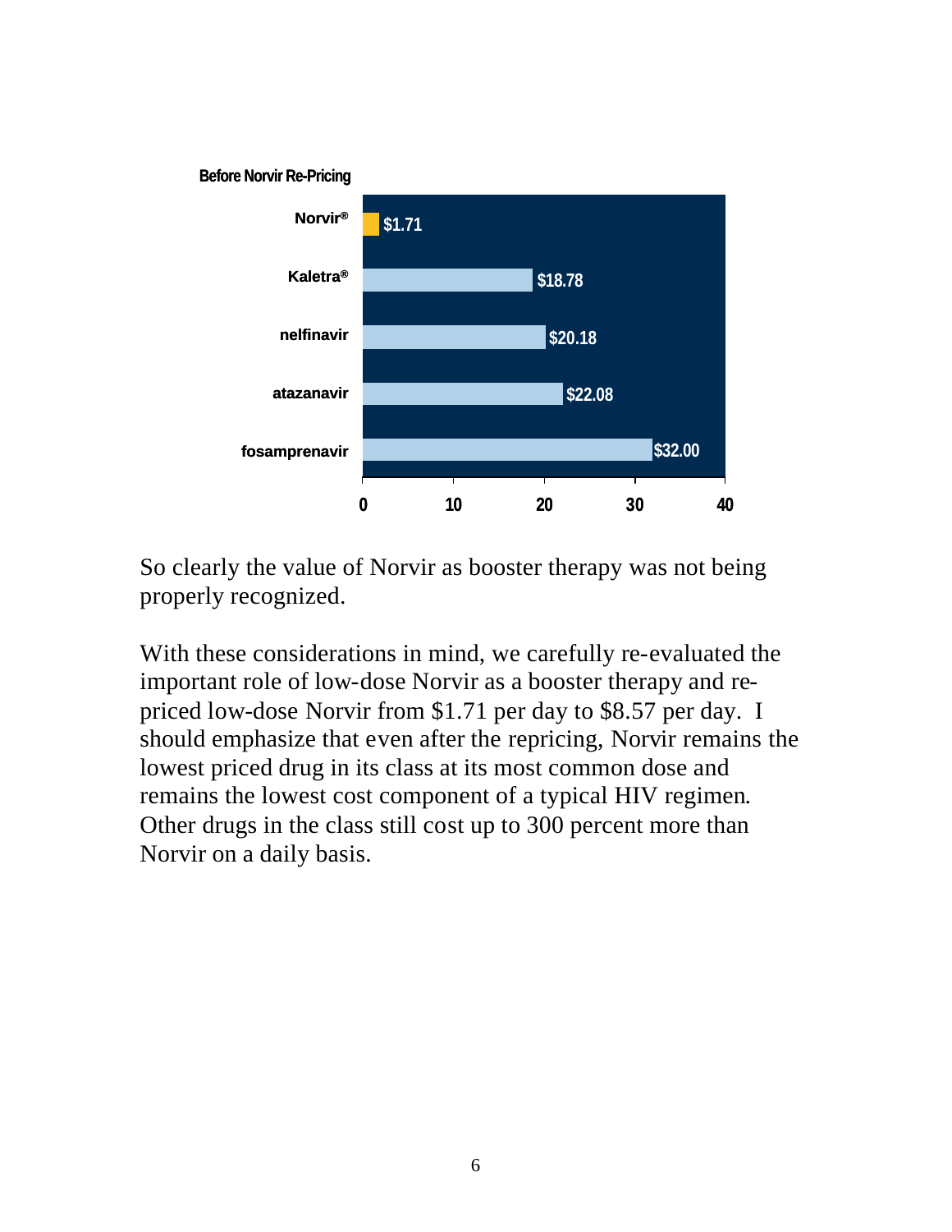**Before Norvir Re-Pricing**

| Drug | Price per day |
|---|---|
| Norvir® | $1.71 |
| Kaletra® | $18.78 |
| nelfinavir | $20.18 |
| atazanavir | $22.08 |
| fosamprenavir | $32.00 |

So clearly the value of Norvir as booster therapy was not being properly recognized.

With these considerations in mind, we carefully re-evaluated the important role of low-dose Norvir as a booster therapy and re-priced low-dose Norvir from $1.71 per day to $8.57 per day. I should emphasize that even after the repricing, Norvir remains the lowest priced drug in its class at its most common dose and remains the lowest cost component of a typical HIV regimen. Other drugs in the class still cost up to 300 percent more than Norvir on a daily basis.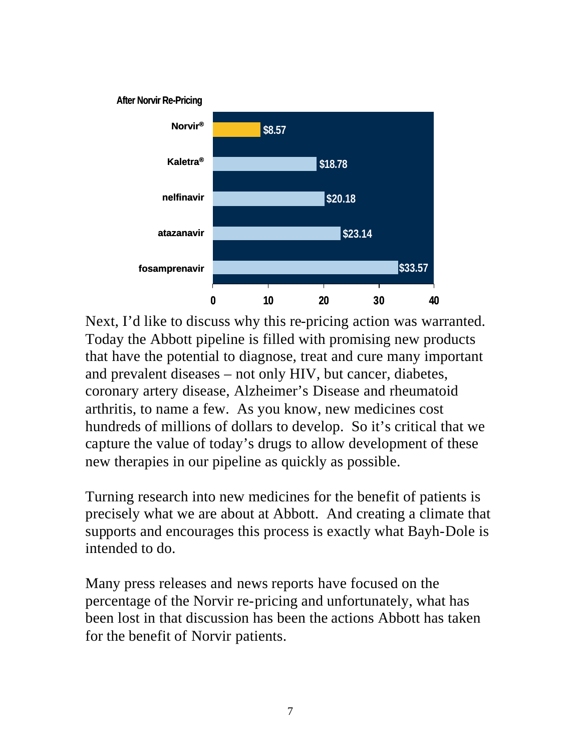**After Norvir Re-Pricing**

| Drug | Price |
|---|---|
| Norvir® | $8.57 |
| Kaletra® | $18.78 |
| nelfinavir | $20.18 |
| atazanavir | $23.14 |
| fosamprenavir | $33.57 |

Next, I'd like to discuss why this re-pricing action was warranted. Today the Abbott pipeline is filled with promising new products that have the potential to diagnose, treat and cure many important and prevalent diseases – not only HIV, but cancer, diabetes, coronary artery disease, Alzheimer's Disease and rheumatoid arthritis, to name a few. As you know, new medicines cost hundreds of millions of dollars to develop. So it's critical that we capture the value of today's drugs to allow development of these new therapies in our pipeline as quickly as possible.

Turning research into new medicines for the benefit of patients is precisely what we are about at Abbott. And creating a climate that supports and encourages this process is exactly what Bayh-Dole is intended to do.

Many press releases and news reports have focused on the percentage of the Norvir re-pricing and unfortunately, what has been lost in that discussion has been the actions Abbott has taken for the benefit of Norvir patients.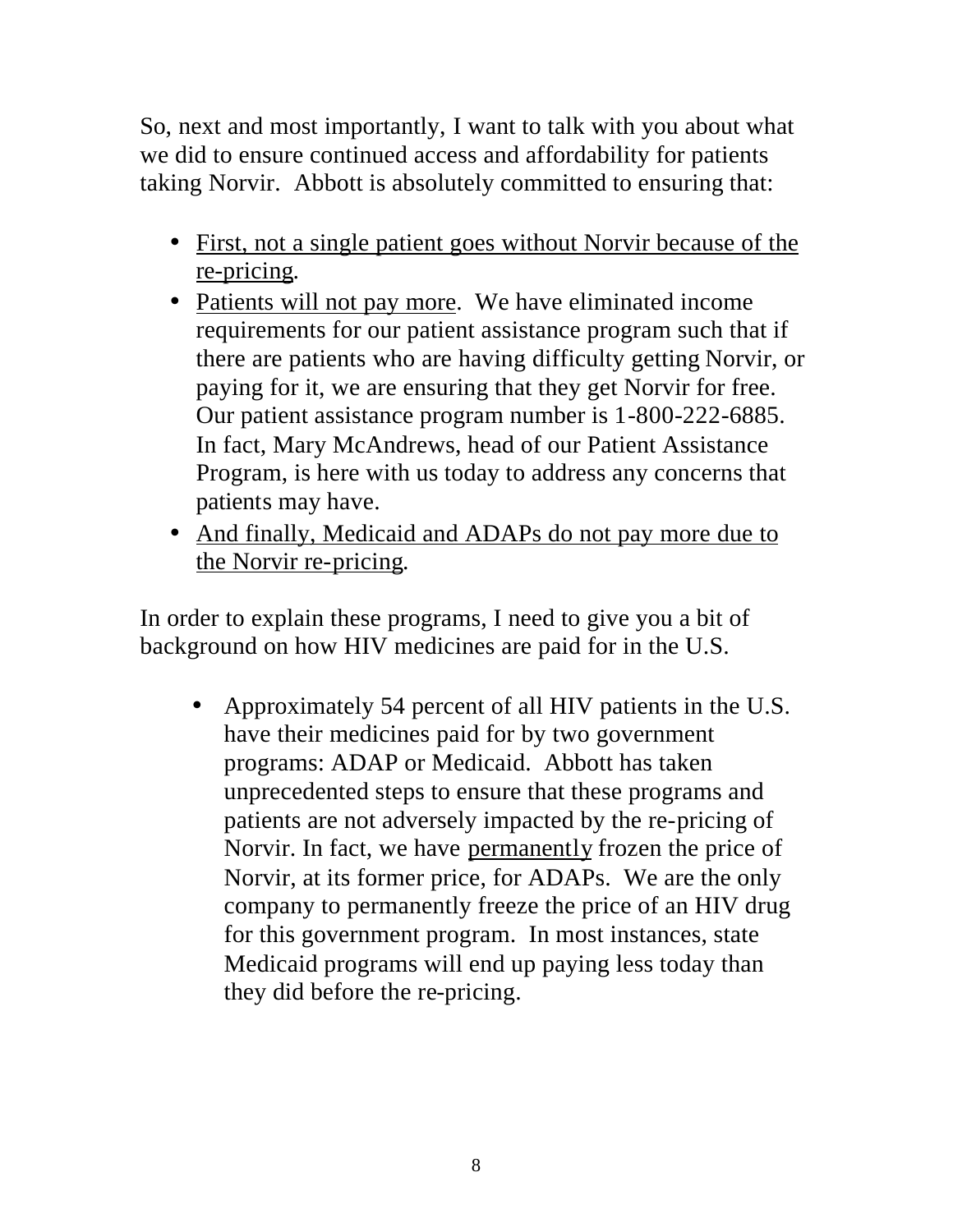So, next and most importantly, I want to talk with you about what we did to ensure continued access and affordability for patients taking Norvir. Abbott is absolutely committed to ensuring that:

- <u>First, not a single patient goes without Norvir because of the re-pricing</u>.
- <u>Patients will not pay more</u>. We have eliminated income requirements for our patient assistance program such that if there are patients who are having difficulty getting Norvir, or paying for it, we are ensuring that they get Norvir for free. Our patient assistance program number is 1-800-222-6885. In fact, Mary McAndrews, head of our Patient Assistance Program, is here with us today to address any concerns that patients may have.
- <u>And finally, Medicaid and ADAPs do not pay more due to the Norvir re-pricing</u>.

In order to explain these programs, I need to give you a bit of background on how HIV medicines are paid for in the U.S.

- Approximately 54 percent of all HIV patients in the U.S. have their medicines paid for by two government programs: ADAP or Medicaid. Abbott has taken unprecedented steps to ensure that these programs and patients are not adversely impacted by the re-pricing of Norvir. In fact, we have <u>permanently</u> frozen the price of Norvir, at its former price, for ADAPs. We are the only company to permanently freeze the price of an HIV drug for this government program. In most instances, state Medicaid programs will end up paying less today than they did before the re-pricing.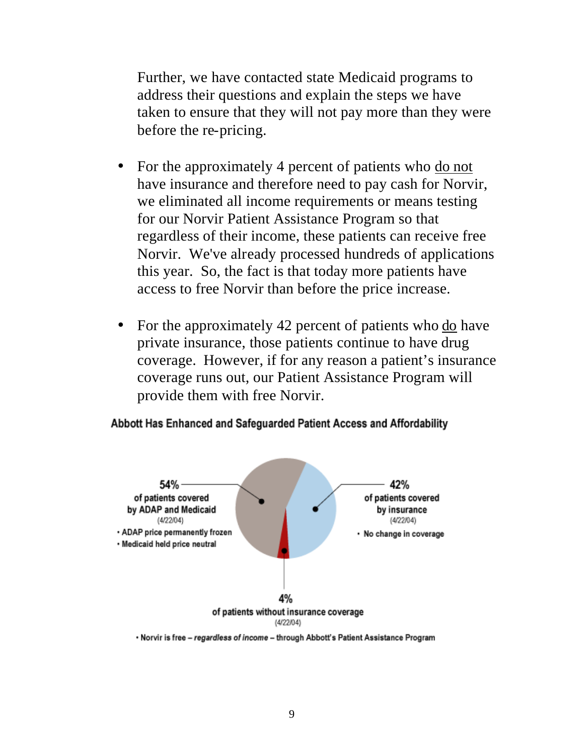Further, we have contacted state Medicaid programs to address their questions and explain the steps we have taken to ensure that they will not pay more than they were before the re-pricing.

- For the approximately 4 percent of patients who do not have insurance and therefore need to pay cash for Norvir, we eliminated all income requirements or means testing for our Norvir Patient Assistance Program so that regardless of their income, these patients can receive free Norvir. We've already processed hundreds of applications this year. So, the fact is that today more patients have access to free Norvir than before the price increase.

- For the approximately 42 percent of patients who do have private insurance, those patients continue to have drug coverage. However, if for any reason a patient's insurance coverage runs out, our Patient Assistance Program will provide them with free Norvir.

**Abbott Has Enhanced and Safeguarded Patient Access and Affordability**

**54%** of patients covered by ADAP and Medicaid (4/22/04)
- ADAP price permanently frozen
- Medicaid held price neutral

**42%** of patients covered by insurance (4/22/04)
- No change in coverage

**4%** of patients without insurance coverage (4/22/04)
- Norvir is free – *regardless of income* – through Abbott's Patient Assistance Program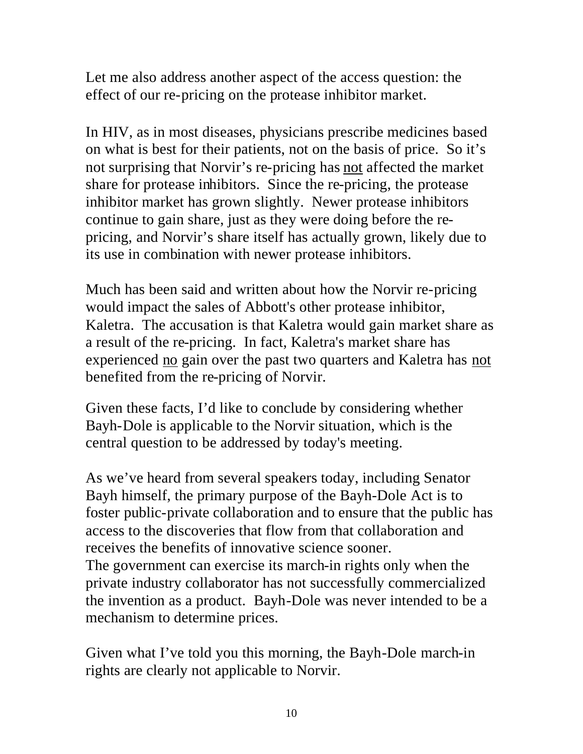Let me also address another aspect of the access question: the effect of our re-pricing on the protease inhibitor market.

In HIV, as in most diseases, physicians prescribe medicines based on what is best for their patients, not on the basis of price. So it's not surprising that Norvir's re-pricing has <u>not</u> affected the market share for protease inhibitors. Since the re-pricing, the protease inhibitor market has grown slightly. Newer protease inhibitors continue to gain share, just as they were doing before the re-pricing, and Norvir's share itself has actually grown, likely due to its use in combination with newer protease inhibitors.

Much has been said and written about how the Norvir re-pricing would impact the sales of Abbott's other protease inhibitor, Kaletra. The accusation is that Kaletra would gain market share as a result of the re-pricing. In fact, Kaletra's market share has experienced <u>no</u> gain over the past two quarters and Kaletra has <u>not</u> benefited from the re-pricing of Norvir.

Given these facts, I'd like to conclude by considering whether Bayh-Dole is applicable to the Norvir situation, which is the central question to be addressed by today's meeting.

As we've heard from several speakers today, including Senator Bayh himself, the primary purpose of the Bayh-Dole Act is to foster public-private collaboration and to ensure that the public has access to the discoveries that flow from that collaboration and receives the benefits of innovative science sooner.
The government can exercise its march-in rights only when the private industry collaborator has not successfully commercialized the invention as a product. Bayh-Dole was never intended to be a mechanism to determine prices.

Given what I've told you this morning, the Bayh-Dole march-in rights are clearly not applicable to Norvir.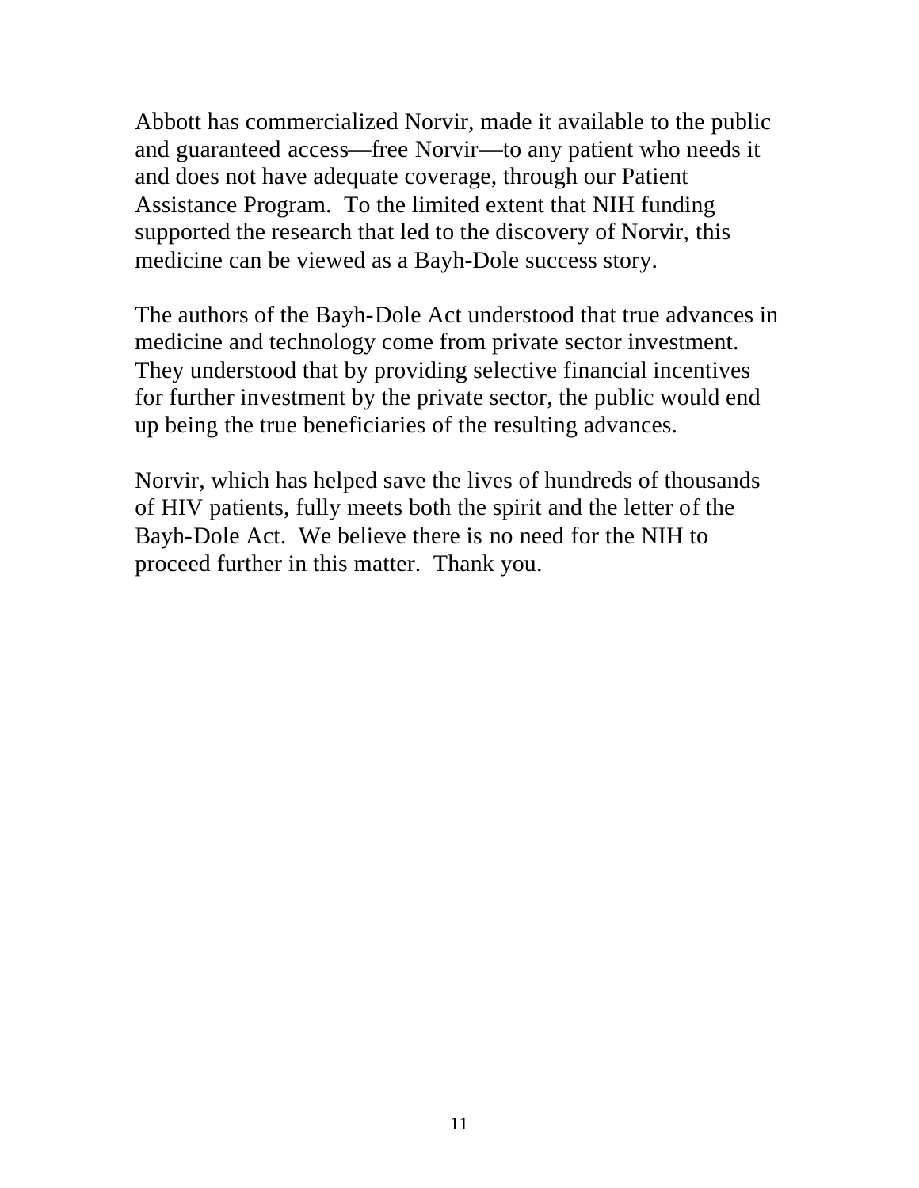Abbott has commercialized Norvir, made it available to the public and guaranteed access—free Norvir—to any patient who needs it and does not have adequate coverage, through our Patient Assistance Program. To the limited extent that NIH funding supported the research that led to the discovery of Norvir, this medicine can be viewed as a Bayh-Dole success story.

The authors of the Bayh-Dole Act understood that true advances in medicine and technology come from private sector investment. They understood that by providing selective financial incentives for further investment by the private sector, the public would end up being the true beneficiaries of the resulting advances.

Norvir, which has helped save the lives of hundreds of thousands of HIV patients, fully meets both the spirit and the letter of the Bayh-Dole Act. We believe there is <u>no need</u> for the NIH to proceed further in this matter. Thank you.